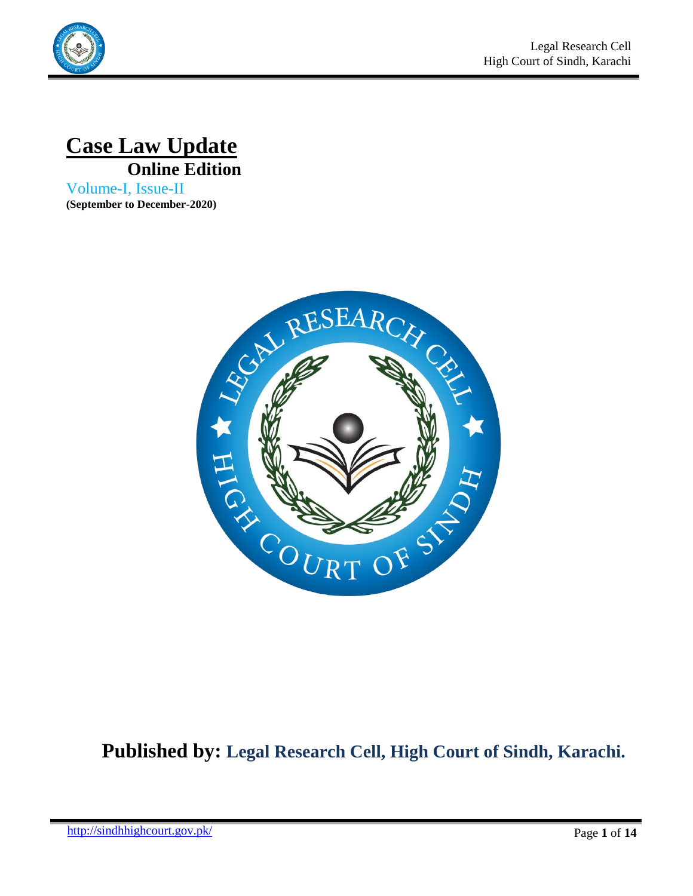# Case Law Update

## Online Edition

Volume-I, Issue-II

**(September to December-2020)**

**Published by: Legal Research Cell, High Court of Sindh, Karachi.**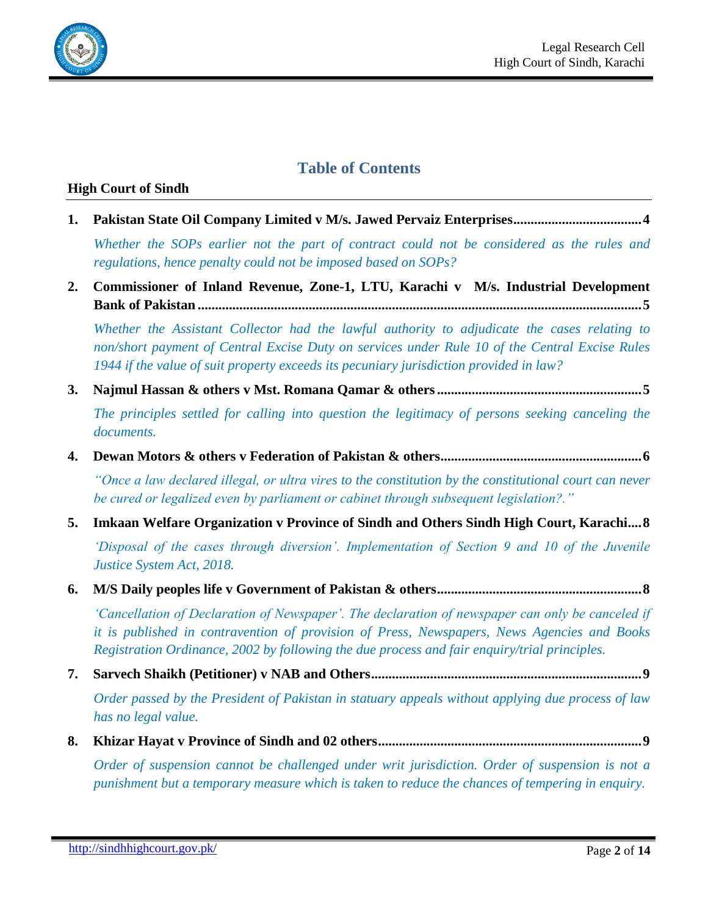# Table of Contents

**High Court of Sindh**

1. **Pakistan State Oil Company Limited v M/s. Jawed Pervaiz Enterprises....................................4**

   *Whether the SOPs earlier not the part of contract could not be considered as the rules and regulations, hence penalty could not be imposed based on SOPs?*

2. **Commissioner of Inland Revenue, Zone-1, LTU, Karachi v M/s. Industrial Development Bank of Pakistan ..............................................................................................................................5**

   *Whether the Assistant Collector had the lawful authority to adjudicate the cases relating to non/short payment of Central Excise Duty on services under Rule 10 of the Central Excise Rules 1944 if the value of suit property exceeds its pecuniary jurisdiction provided in law?*

3. **Najmul Hassan & others v Mst. Romana Qamar & others ..........................................................5**

   *The principles settled for calling into question the legitimacy of persons seeking canceling the documents.*

4. **Dewan Motors & others v Federation of Pakistan & others.........................................................6**

   *"Once a law declared illegal, or ultra vires to the constitution by the constitutional court can never be cured or legalized even by parliament or cabinet through subsequent legislation?."*

5. **Imkaan Welfare Organization v Province of Sindh and Others Sindh High Court, Karachi....8**

   *'Disposal of the cases through diversion'. Implementation of Section 9 and 10 of the Juvenile Justice System Act, 2018.*

6. **M/S Daily peoples life v Government of Pakistan & others.........................................................8**

   *'Cancellation of Declaration of Newspaper'. The declaration of newspaper can only be canceled if it is published in contravention of provision of Press, Newspapers, News Agencies and Books Registration Ordinance, 2002 by following the due process and fair enquiry/trial principles.*

7. **Sarvech Shaikh (Petitioner) v NAB and Others............................................................................9**

   *Order passed by the President of Pakistan in statuary appeals without applying due process of law has no legal value.*

8. **Khizar Hayat v Province of Sindh and 02 others...........................................................................9**

   *Order of suspension cannot be challenged under writ jurisdiction. Order of suspension is not a punishment but a temporary measure which is taken to reduce the chances of tempering in enquiry.*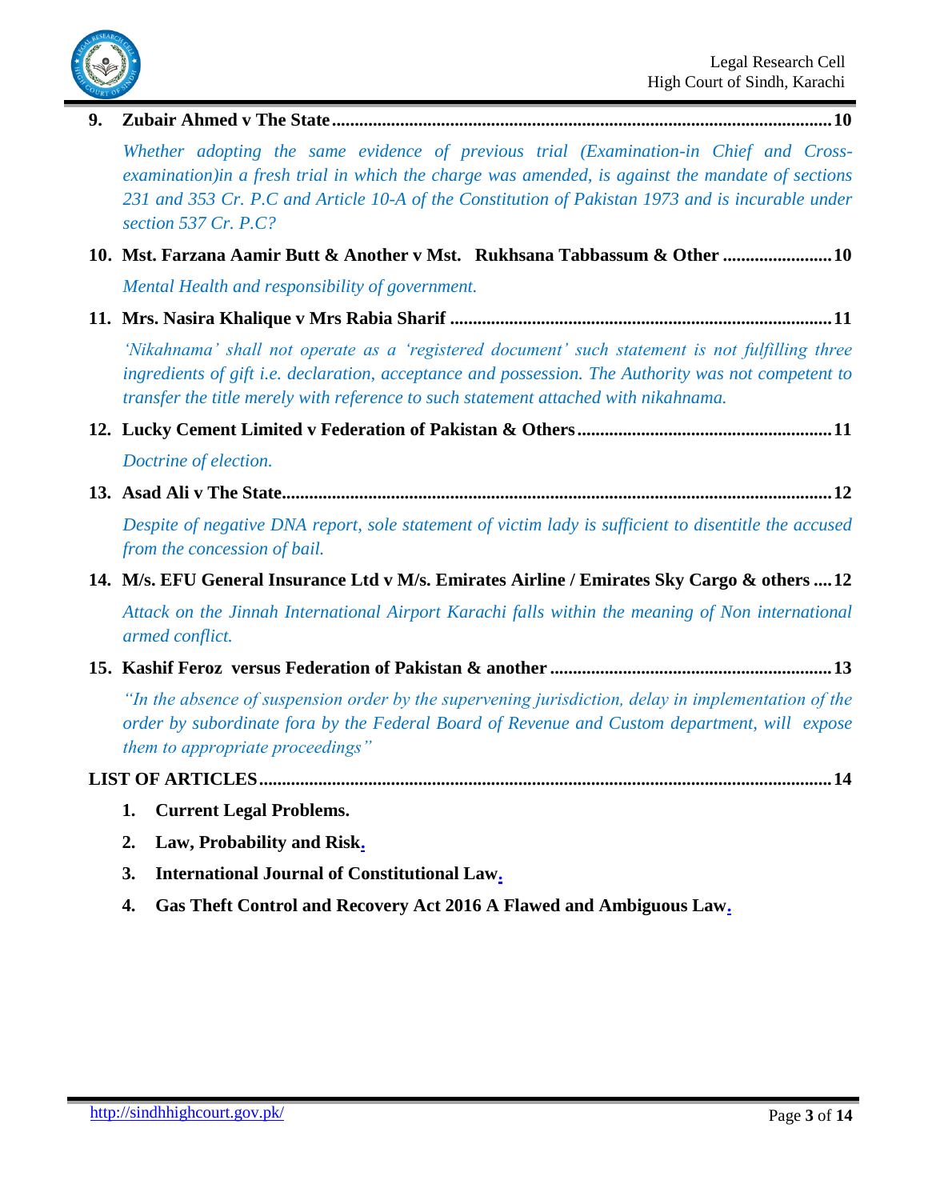9. **Zubair Ahmed v The State ............................................................................................................10**

   *Whether adopting the same evidence of previous trial (Examination-in Chief and Cross-examination)in a fresh trial in which the charge was amended, is against the mandate of sections 231 and 353 Cr. P.C and Article 10-A of the Constitution of Pakistan 1973 and is incurable under section 537 Cr. P.C?*

10. **Mst. Farzana Aamir Butt & Another v Mst. Rukhsana Tabbassum & Other ........................10**

    *Mental Health and responsibility of government.*

11. **Mrs. Nasira Khalique v Mrs Rabia Sharif ...................................................................................11**

    *'Nikahnama' shall not operate as a 'registered document' such statement is not fulfilling three ingredients of gift i.e. declaration, acceptance and possession. The Authority was not competent to transfer the title merely with reference to such statement attached with nikahnama.*

12. **Lucky Cement Limited v Federation of Pakistan & Others .......................................................11**

    *Doctrine of election.*

13. **Asad Ali v The State.......................................................................................................................12**

    *Despite of negative DNA report, sole statement of victim lady is sufficient to disentitle the accused from the concession of bail.*

14. **M/s. EFU General Insurance Ltd v M/s. Emirates Airline / Emirates Sky Cargo & others ....12**

    *Attack on the Jinnah International Airport Karachi falls within the meaning of Non international armed conflict.*

15. **Kashif Feroz versus Federation of Pakistan & another .............................................................13**

    *"In the absence of suspension order by the supervening jurisdiction, delay in implementation of the order by subordinate fora by the Federal Board of Revenue and Custom department, will expose them to appropriate proceedings"*

**LIST OF ARTICLES..............................................................................................................................14**

1. **Current Legal Problems.**
2. **Law, Probability and Risk.**
3. **International Journal of Constitutional Law.**
4. **Gas Theft Control and Recovery Act 2016 A Flawed and Ambiguous Law.**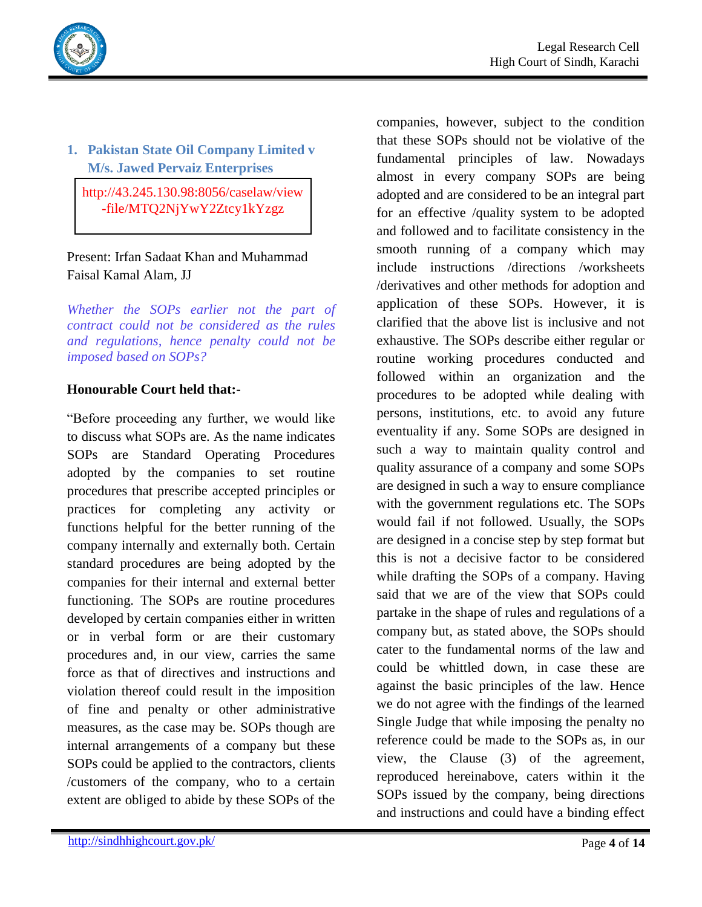## 1. Pakistan State Oil Company Limited v M/s. Jawed Pervaiz Enterprises

http://43.245.130.98:8056/caselaw/view-file/MTQ2NjYwY2Ztcy1kYzgz

Present: Irfan Sadaat Khan and Muhammad Faisal Kamal Alam, JJ

*Whether the SOPs earlier not the part of contract could not be considered as the rules and regulations, hence penalty could not be imposed based on SOPs?*

**Honourable Court held that:-**

"Before proceeding any further, we would like to discuss what SOPs are. As the name indicates SOPs are Standard Operating Procedures adopted by the companies to set routine procedures that prescribe accepted principles or practices for completing any activity or functions helpful for the better running of the company internally and externally both. Certain standard procedures are being adopted by the companies for their internal and external better functioning. The SOPs are routine procedures developed by certain companies either in written or in verbal form or are their customary procedures and, in our view, carries the same force as that of directives and instructions and violation thereof could result in the imposition of fine and penalty or other administrative measures, as the case may be. SOPs though are internal arrangements of a company but these SOPs could be applied to the contractors, clients /customers of the company, who to a certain extent are obliged to abide by these SOPs of the companies, however, subject to the condition that these SOPs should not be violative of the fundamental principles of law. Nowadays almost in every company SOPs are being adopted and are considered to be an integral part for an effective /quality system to be adopted and followed and to facilitate consistency in the smooth running of a company which may include instructions /directions /worksheets /derivatives and other methods for adoption and application of these SOPs. However, it is clarified that the above list is inclusive and not exhaustive. The SOPs describe either regular or routine working procedures conducted and followed within an organization and the procedures to be adopted while dealing with persons, institutions, etc. to avoid any future eventuality if any. Some SOPs are designed in such a way to maintain quality control and quality assurance of a company and some SOPs are designed in such a way to ensure compliance with the government regulations etc. The SOPs would fail if not followed. Usually, the SOPs are designed in a concise step by step format but this is not a decisive factor to be considered while drafting the SOPs of a company. Having said that we are of the view that SOPs could partake in the shape of rules and regulations of a company but, as stated above, the SOPs should cater to the fundamental norms of the law and could be whittled down, in case these are against the basic principles of the law. Hence we do not agree with the findings of the learned Single Judge that while imposing the penalty no reference could be made to the SOPs as, in our view, the Clause (3) of the agreement, reproduced hereinabove, caters within it the SOPs issued by the company, being directions and instructions and could have a binding effect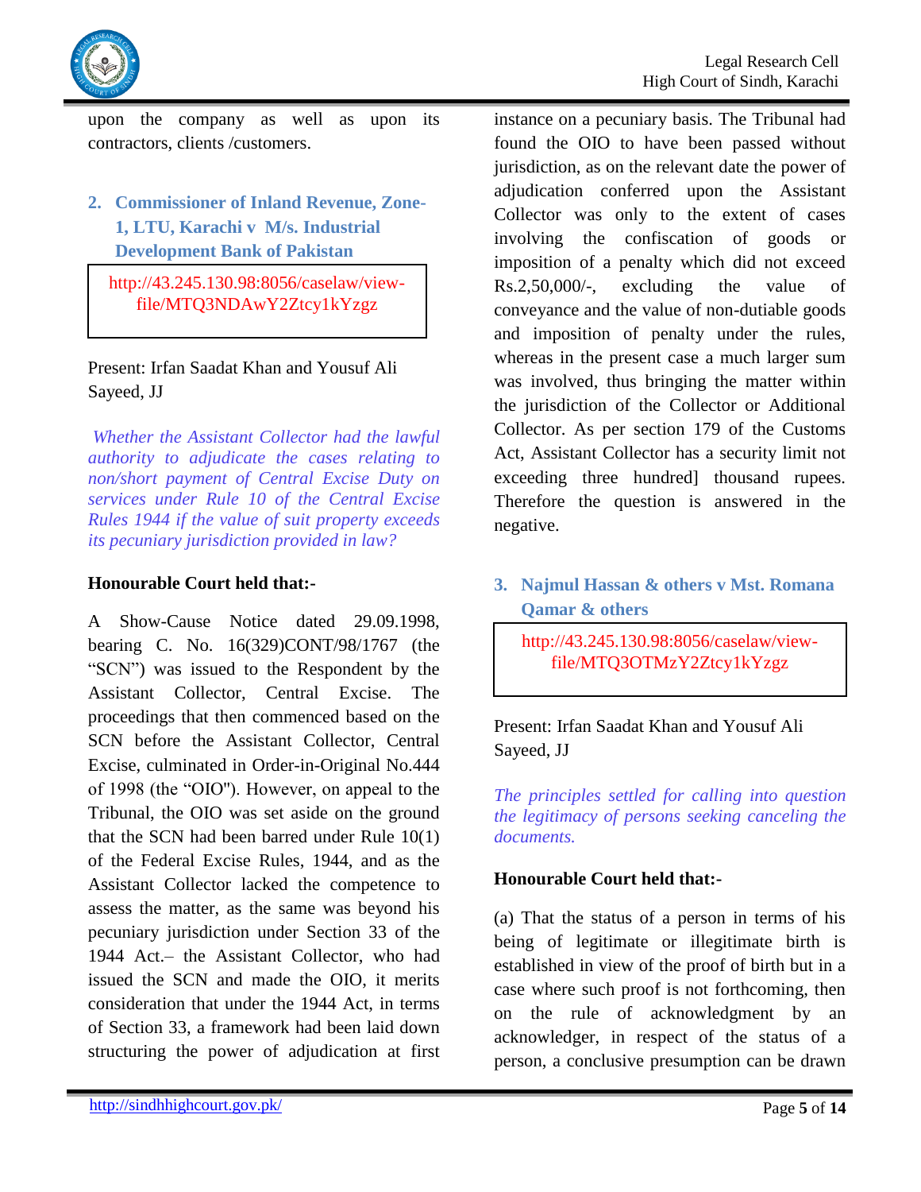upon the company as well as upon its contractors, clients /customers.

### 2. Commissioner of Inland Revenue, Zone-1, LTU, Karachi v M/s. Industrial Development Bank of Pakistan

http://43.245.130.98:8056/caselaw/view-file/MTQ3NDAwY2Ztcy1kYzgz

Present: Irfan Saadat Khan and Yousuf Ali Sayeed, JJ

*Whether the Assistant Collector had the lawful authority to adjudicate the cases relating to non/short payment of Central Excise Duty on services under Rule 10 of the Central Excise Rules 1944 if the value of suit property exceeds its pecuniary jurisdiction provided in law?*

**Honourable Court held that:-**

A Show-Cause Notice dated 29.09.1998, bearing C. No. 16(329)CONT/98/1767 (the "SCN") was issued to the Respondent by the Assistant Collector, Central Excise. The proceedings that then commenced based on the SCN before the Assistant Collector, Central Excise, culminated in Order-in-Original No.444 of 1998 (the "OIO"). However, on appeal to the Tribunal, the OIO was set aside on the ground that the SCN had been barred under Rule 10(1) of the Federal Excise Rules, 1944, and as the Assistant Collector lacked the competence to assess the matter, as the same was beyond his pecuniary jurisdiction under Section 33 of the 1944 Act.– the Assistant Collector, who had issued the SCN and made the OIO, it merits consideration that under the 1944 Act, in terms of Section 33, a framework had been laid down structuring the power of adjudication at first instance on a pecuniary basis. The Tribunal had found the OIO to have been passed without jurisdiction, as on the relevant date the power of adjudication conferred upon the Assistant Collector was only to the extent of cases involving the confiscation of goods or imposition of a penalty which did not exceed Rs.2,50,000/-, excluding the value of conveyance and the value of non-dutiable goods and imposition of penalty under the rules, whereas in the present case a much larger sum was involved, thus bringing the matter within the jurisdiction of the Collector or Additional Collector. As per section 179 of the Customs Act, Assistant Collector has a security limit not exceeding three hundred] thousand rupees. Therefore the question is answered in the negative.

### 3. Najmul Hassan & others v Mst. Romana Qamar & others

http://43.245.130.98:8056/caselaw/view-file/MTQ3OTMzY2Ztcy1kYzgz

Present: Irfan Saadat Khan and Yousuf Ali Sayeed, JJ

*The principles settled for calling into question the legitimacy of persons seeking canceling the documents.*

**Honourable Court held that:-**

(a) That the status of a person in terms of his being of legitimate or illegitimate birth is established in view of the proof of birth but in a case where such proof is not forthcoming, then on the rule of acknowledgment by an acknowledger, in respect of the status of a person, a conclusive presumption can be drawn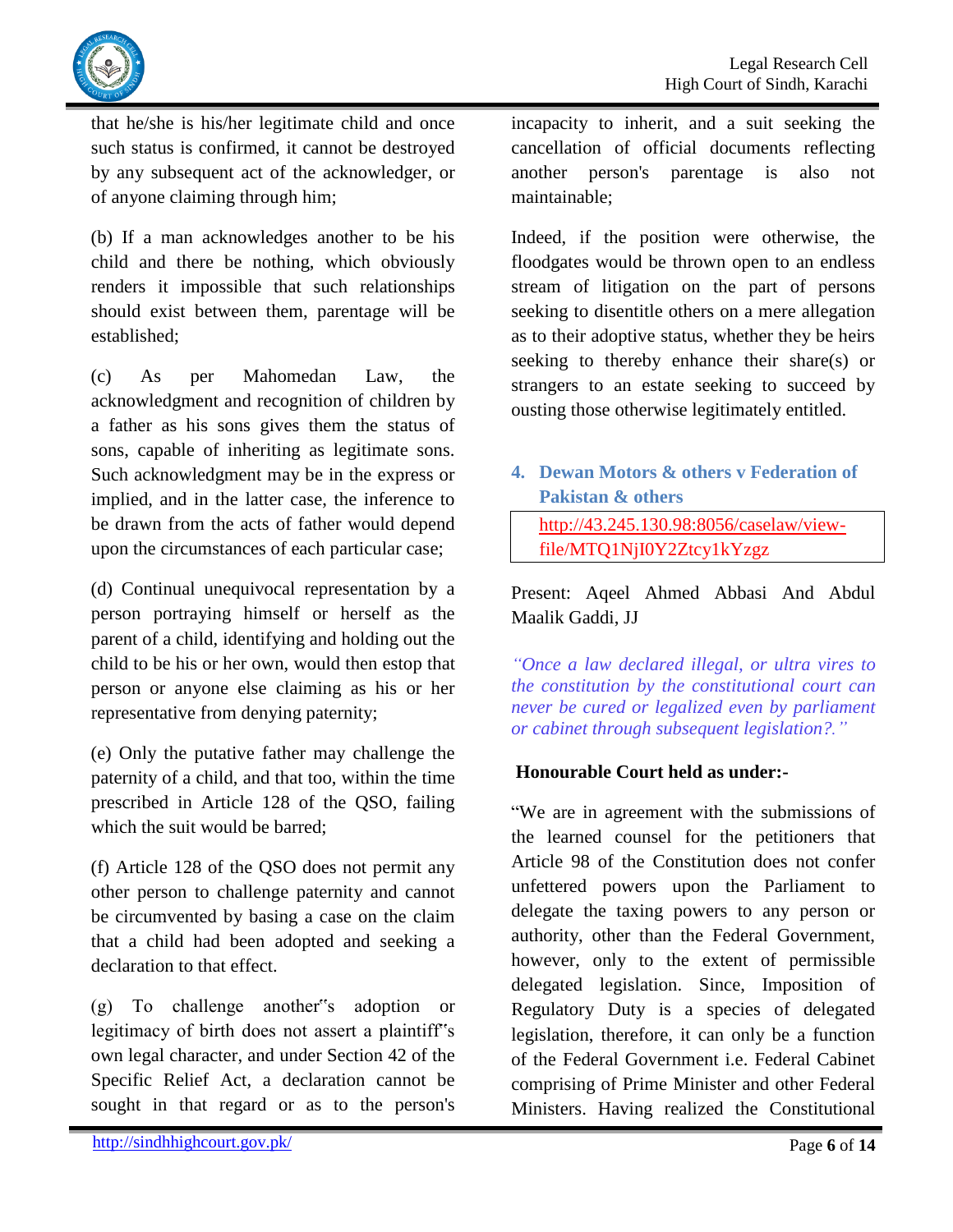that he/she is his/her legitimate child and once such status is confirmed, it cannot be destroyed by any subsequent act of the acknowledger, or of anyone claiming through him;

(b) If a man acknowledges another to be his child and there be nothing, which obviously renders it impossible that such relationships should exist between them, parentage will be established;

(c) As per Mahomedan Law, the acknowledgment and recognition of children by a father as his sons gives them the status of sons, capable of inheriting as legitimate sons. Such acknowledgment may be in the express or implied, and in the latter case, the inference to be drawn from the acts of father would depend upon the circumstances of each particular case;

(d) Continual unequivocal representation by a person portraying himself or herself as the parent of a child, identifying and holding out the child to be his or her own, would then estop that person or anyone else claiming as his or her representative from denying paternity;

(e) Only the putative father may challenge the paternity of a child, and that too, within the time prescribed in Article 128 of the QSO, failing which the suit would be barred;

(f) Article 128 of the QSO does not permit any other person to challenge paternity and cannot be circumvented by basing a case on the claim that a child had been adopted and seeking a declaration to that effect.

(g) To challenge another"s adoption or legitimacy of birth does not assert a plaintiff"s own legal character, and under Section 42 of the Specific Relief Act, a declaration cannot be sought in that regard or as to the person's incapacity to inherit, and a suit seeking the cancellation of official documents reflecting another person's parentage is also not maintainable;

Indeed, if the position were otherwise, the floodgates would be thrown open to an endless stream of litigation on the part of persons seeking to disentitle others on a mere allegation as to their adoptive status, whether they be heirs seeking to thereby enhance their share(s) or strangers to an estate seeking to succeed by ousting those otherwise legitimately entitled.

## 4. Dewan Motors & others v Federation of Pakistan & others

http://43.245.130.98:8056/caselaw/view-file/MTQ1NjI0Y2Ztcy1kYzgz

Present: Aqeel Ahmed Abbasi And Abdul Maalik Gaddi, JJ

*"Once a law declared illegal, or ultra vires to the constitution by the constitutional court can never be cured or legalized even by parliament or cabinet through subsequent legislation?."*

**Honourable Court held as under:-**

"We are in agreement with the submissions of the learned counsel for the petitioners that Article 98 of the Constitution does not confer unfettered powers upon the Parliament to delegate the taxing powers to any person or authority, other than the Federal Government, however, only to the extent of permissible delegated legislation. Since, Imposition of Regulatory Duty is a species of delegated legislation, therefore, it can only be a function of the Federal Government i.e. Federal Cabinet comprising of Prime Minister and other Federal Ministers. Having realized the Constitutional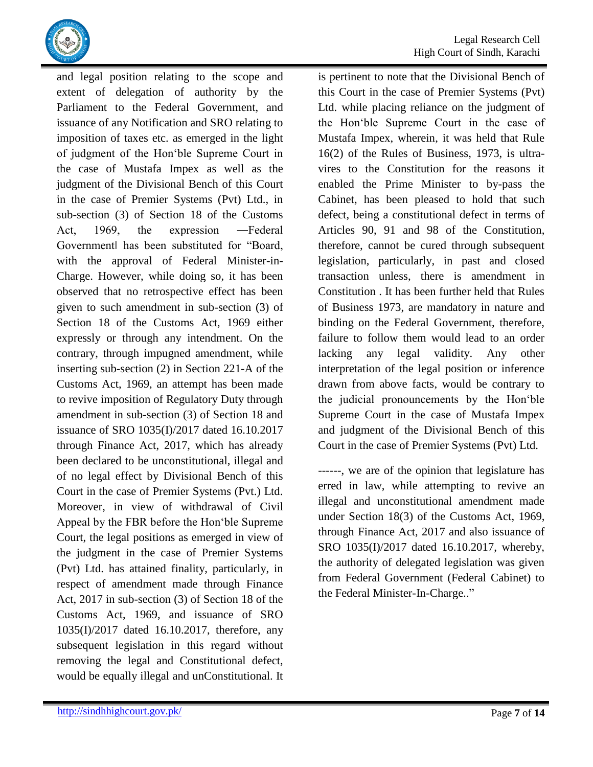and legal position relating to the scope and extent of delegation of authority by the Parliament to the Federal Government, and issuance of any Notification and SRO relating to imposition of taxes etc. as emerged in the light of judgment of the Hon'ble Supreme Court in the case of Mustafa Impex as well as the judgment of the Divisional Bench of this Court in the case of Premier Systems (Pvt) Ltd., in sub-section (3) of Section 18 of the Customs Act, 1969, the expression ―Federal Government‖ has been substituted for "Board, with the approval of Federal Minister-in-Charge. However, while doing so, it has been observed that no retrospective effect has been given to such amendment in sub-section (3) of Section 18 of the Customs Act, 1969 either expressly or through any intendment. On the contrary, through impugned amendment, while inserting sub-section (2) in Section 221-A of the Customs Act, 1969, an attempt has been made to revive imposition of Regulatory Duty through amendment in sub-section (3) of Section 18 and issuance of SRO 1035(I)/2017 dated 16.10.2017 through Finance Act, 2017, which has already been declared to be unconstitutional, illegal and of no legal effect by Divisional Bench of this Court in the case of Premier Systems (Pvt.) Ltd. Moreover, in view of withdrawal of Civil Appeal by the FBR before the Hon'ble Supreme Court, the legal positions as emerged in view of the judgment in the case of Premier Systems (Pvt) Ltd. has attained finality, particularly, in respect of amendment made through Finance Act, 2017 in sub-section (3) of Section 18 of the Customs Act, 1969, and issuance of SRO 1035(I)/2017 dated 16.10.2017, therefore, any subsequent legislation in this regard without removing the legal and Constitutional defect, would be equally illegal and unConstitutional. It is pertinent to note that the Divisional Bench of this Court in the case of Premier Systems (Pvt) Ltd. while placing reliance on the judgment of the Hon'ble Supreme Court in the case of Mustafa Impex, wherein, it was held that Rule 16(2) of the Rules of Business, 1973, is ultra-vires to the Constitution for the reasons it enabled the Prime Minister to by-pass the Cabinet, has been pleased to hold that such defect, being a constitutional defect in terms of Articles 90, 91 and 98 of the Constitution, therefore, cannot be cured through subsequent legislation, particularly, in past and closed transaction unless, there is amendment in Constitution . It has been further held that Rules of Business 1973, are mandatory in nature and binding on the Federal Government, therefore, failure to follow them would lead to an order lacking any legal validity. Any other interpretation of the legal position or inference drawn from above facts, would be contrary to the judicial pronouncements by the Hon'ble Supreme Court in the case of Mustafa Impex and judgment of the Divisional Bench of this Court in the case of Premier Systems (Pvt) Ltd.

------, we are of the opinion that legislature has erred in law, while attempting to revive an illegal and unconstitutional amendment made under Section 18(3) of the Customs Act, 1969, through Finance Act, 2017 and also issuance of SRO 1035(I)/2017 dated 16.10.2017, whereby, the authority of delegated legislation was given from Federal Government (Federal Cabinet) to the Federal Minister-In-Charge.."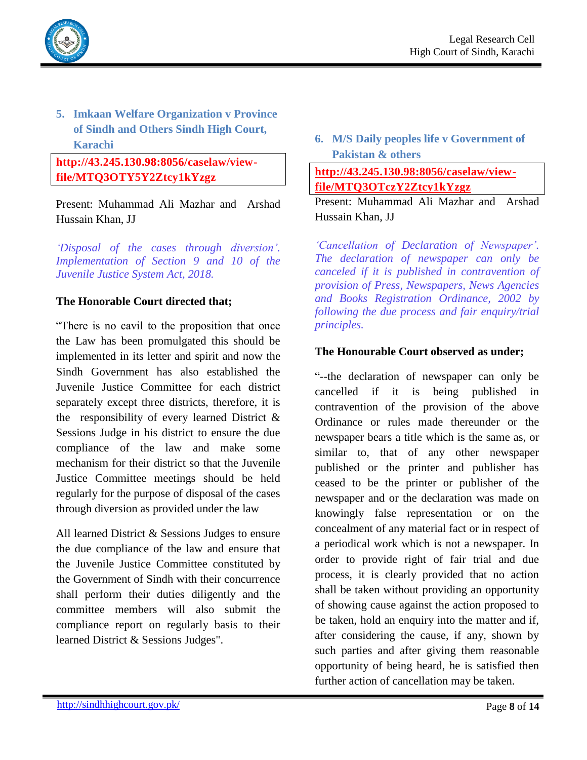### 5. Imkaan Welfare Organization v Province of Sindh and Others Sindh High Court, Karachi

**http://43.245.130.98:8056/caselaw/view-file/MTQ3OTY5Y2Ztcy1kYzgz**

Present: Muhammad Ali Mazhar and Arshad Hussain Khan, JJ

*'Disposal of the cases through diversion'. Implementation of Section 9 and 10 of the Juvenile Justice System Act, 2018.*

**The Honorable Court directed that;**

"There is no cavil to the proposition that once the Law has been promulgated this should be implemented in its letter and spirit and now the Sindh Government has also established the Juvenile Justice Committee for each district separately except three districts, therefore, it is the responsibility of every learned District & Sessions Judge in his district to ensure the due compliance of the law and make some mechanism for their district so that the Juvenile Justice Committee meetings should be held regularly for the purpose of disposal of the cases through diversion as provided under the law

All learned District & Sessions Judges to ensure the due compliance of the law and ensure that the Juvenile Justice Committee constituted by the Government of Sindh with their concurrence shall perform their duties diligently and the committee members will also submit the compliance report on regularly basis to their learned District & Sessions Judges".

### 6. M/S Daily peoples life v Government of Pakistan & others

**http://43.245.130.98:8056/caselaw/view-file/MTQ3OTczY2Ztcy1kYzgz**

Present: Muhammad Ali Mazhar and Arshad Hussain Khan, JJ

*'Cancellation of Declaration of Newspaper'. The declaration of newspaper can only be canceled if it is published in contravention of provision of Press, Newspapers, News Agencies and Books Registration Ordinance, 2002 by following the due process and fair enquiry/trial principles.*

**The Honourable Court observed as under;**

"--the declaration of newspaper can only be cancelled if it is being published in contravention of the provision of the above Ordinance or rules made thereunder or the newspaper bears a title which is the same as, or similar to, that of any other newspaper published or the printer and publisher has ceased to be the printer or publisher of the newspaper and or the declaration was made on knowingly false representation or on the concealment of any material fact or in respect of a periodical work which is not a newspaper. In order to provide right of fair trial and due process, it is clearly provided that no action shall be taken without providing an opportunity of showing cause against the action proposed to be taken, hold an enquiry into the matter and if, after considering the cause, if any, shown by such parties and after giving them reasonable opportunity of being heard, he is satisfied then further action of cancellation may be taken.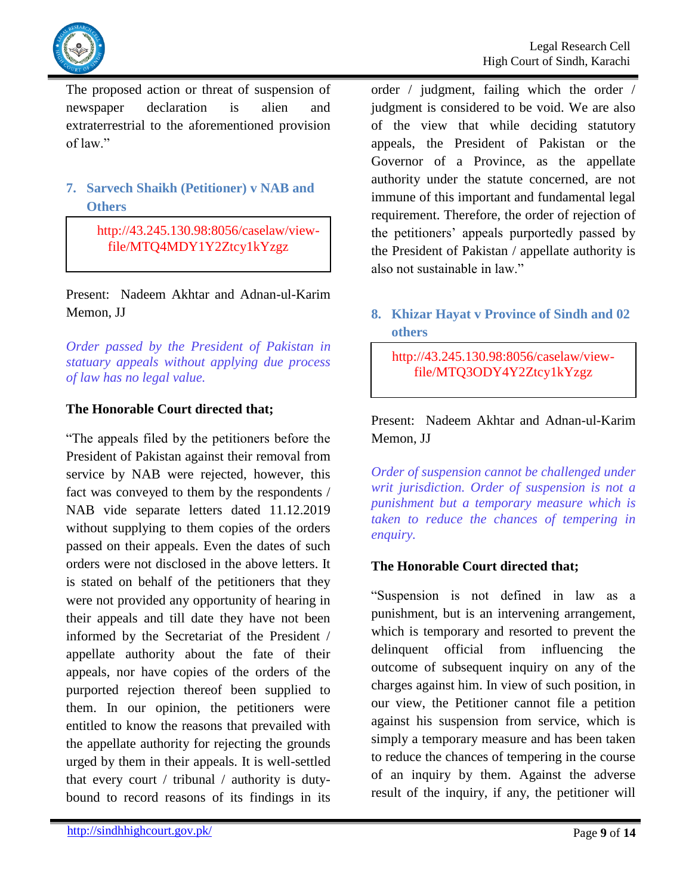The proposed action or threat of suspension of newspaper declaration is alien and extraterrestrial to the aforementioned provision of law."

### 7. Sarvech Shaikh (Petitioner) v NAB and Others

http://43.245.130.98:8056/caselaw/view-file/MTQ4MDY1Y2Ztcy1kYzgz

Present: Nadeem Akhtar and Adnan-ul-Karim Memon, JJ

*Order passed by the President of Pakistan in statuary appeals without applying due process of law has no legal value.*

**The Honorable Court directed that;**

"The appeals filed by the petitioners before the President of Pakistan against their removal from service by NAB were rejected, however, this fact was conveyed to them by the respondents / NAB vide separate letters dated 11.12.2019 without supplying to them copies of the orders passed on their appeals. Even the dates of such orders were not disclosed in the above letters. It is stated on behalf of the petitioners that they were not provided any opportunity of hearing in their appeals and till date they have not been informed by the Secretariat of the President / appellate authority about the fate of their appeals, nor have copies of the orders of the purported rejection thereof been supplied to them. In our opinion, the petitioners were entitled to know the reasons that prevailed with the appellate authority for rejecting the grounds urged by them in their appeals. It is well-settled that every court / tribunal / authority is duty-bound to record reasons of its findings in its order / judgment, failing which the order / judgment is considered to be void. We are also of the view that while deciding statutory appeals, the President of Pakistan or the Governor of a Province, as the appellate authority under the statute concerned, are not immune of this important and fundamental legal requirement. Therefore, the order of rejection of the petitioners' appeals purportedly passed by the President of Pakistan / appellate authority is also not sustainable in law."

### 8. Khizar Hayat v Province of Sindh and 02 others

http://43.245.130.98:8056/caselaw/view-file/MTQ3ODY4Y2Ztcy1kYzgz

Present: Nadeem Akhtar and Adnan-ul-Karim Memon, JJ

*Order of suspension cannot be challenged under writ jurisdiction. Order of suspension is not a punishment but a temporary measure which is taken to reduce the chances of tempering in enquiry.*

**The Honorable Court directed that;**

"Suspension is not defined in law as a punishment, but is an intervening arrangement, which is temporary and resorted to prevent the delinquent official from influencing the outcome of subsequent inquiry on any of the charges against him. In view of such position, in our view, the Petitioner cannot file a petition against his suspension from service, which is simply a temporary measure and has been taken to reduce the chances of tempering in the course of an inquiry by them. Against the adverse result of the inquiry, if any, the petitioner will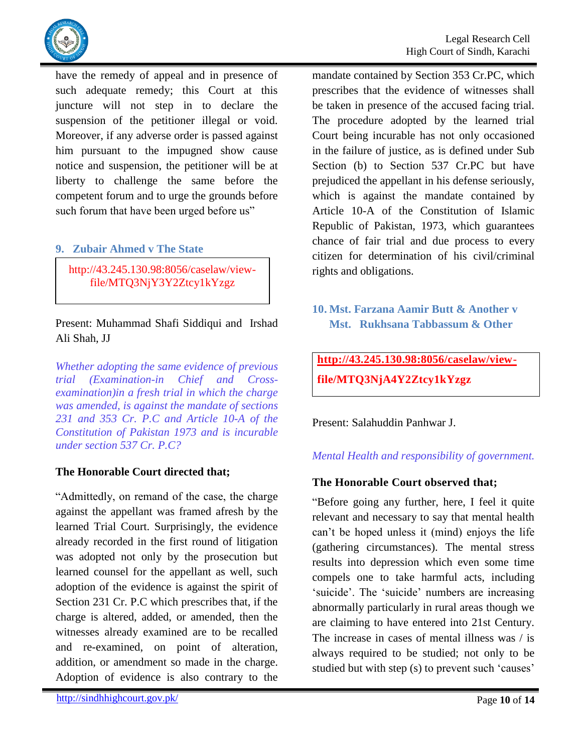have the remedy of appeal and in presence of such adequate remedy; this Court at this juncture will not step in to declare the suspension of the petitioner illegal or void. Moreover, if any adverse order is passed against him pursuant to the impugned show cause notice and suspension, the petitioner will be at liberty to challenge the same before the competent forum and to urge the grounds before such forum that have been urged before us"

### 9. Zubair Ahmed v The State

http://43.245.130.98:8056/caselaw/view-file/MTQ3NjY3Y2Ztcy1kYzgz

Present: Muhammad Shafi Siddiqui and Irshad Ali Shah, JJ

*Whether adopting the same evidence of previous trial (Examination-in Chief and Cross-examination)in a fresh trial in which the charge was amended, is against the mandate of sections 231 and 353 Cr. P.C and Article 10-A of the Constitution of Pakistan 1973 and is incurable under section 537 Cr. P.C?*

**The Honorable Court directed that;**

"Admittedly, on remand of the case, the charge against the appellant was framed afresh by the learned Trial Court. Surprisingly, the evidence already recorded in the first round of litigation was adopted not only by the prosecution but learned counsel for the appellant as well, such adoption of the evidence is against the spirit of Section 231 Cr. P.C which prescribes that, if the charge is altered, added, or amended, then the witnesses already examined are to be recalled and re-examined, on point of alteration, addition, or amendment so made in the charge. Adoption of evidence is also contrary to the mandate contained by Section 353 Cr.PC, which prescribes that the evidence of witnesses shall be taken in presence of the accused facing trial. The procedure adopted by the learned trial Court being incurable has not only occasioned in the failure of justice, as is defined under Sub Section (b) to Section 537 Cr.PC but have prejudiced the appellant in his defense seriously, which is against the mandate contained by Article 10-A of the Constitution of Islamic Republic of Pakistan, 1973, which guarantees chance of fair trial and due process to every citizen for determination of his civil/criminal rights and obligations.

### 10. Mst. Farzana Aamir Butt & Another v Mst. Rukhsana Tabbassum & Other

**http://43.245.130.98:8056/caselaw/view-file/MTQ3NjA4Y2Ztcy1kYzgz**

Present: Salahuddin Panhwar J.

*Mental Health and responsibility of government.*

**The Honorable Court observed that;**

"Before going any further, here, I feel it quite relevant and necessary to say that mental health can't be hoped unless it (mind) enjoys the life (gathering circumstances). The mental stress results into depression which even some time compels one to take harmful acts, including 'suicide'. The 'suicide' numbers are increasing abnormally particularly in rural areas though we are claiming to have entered into 21st Century. The increase in cases of mental illness was / is always required to be studied; not only to be studied but with step (s) to prevent such 'causes'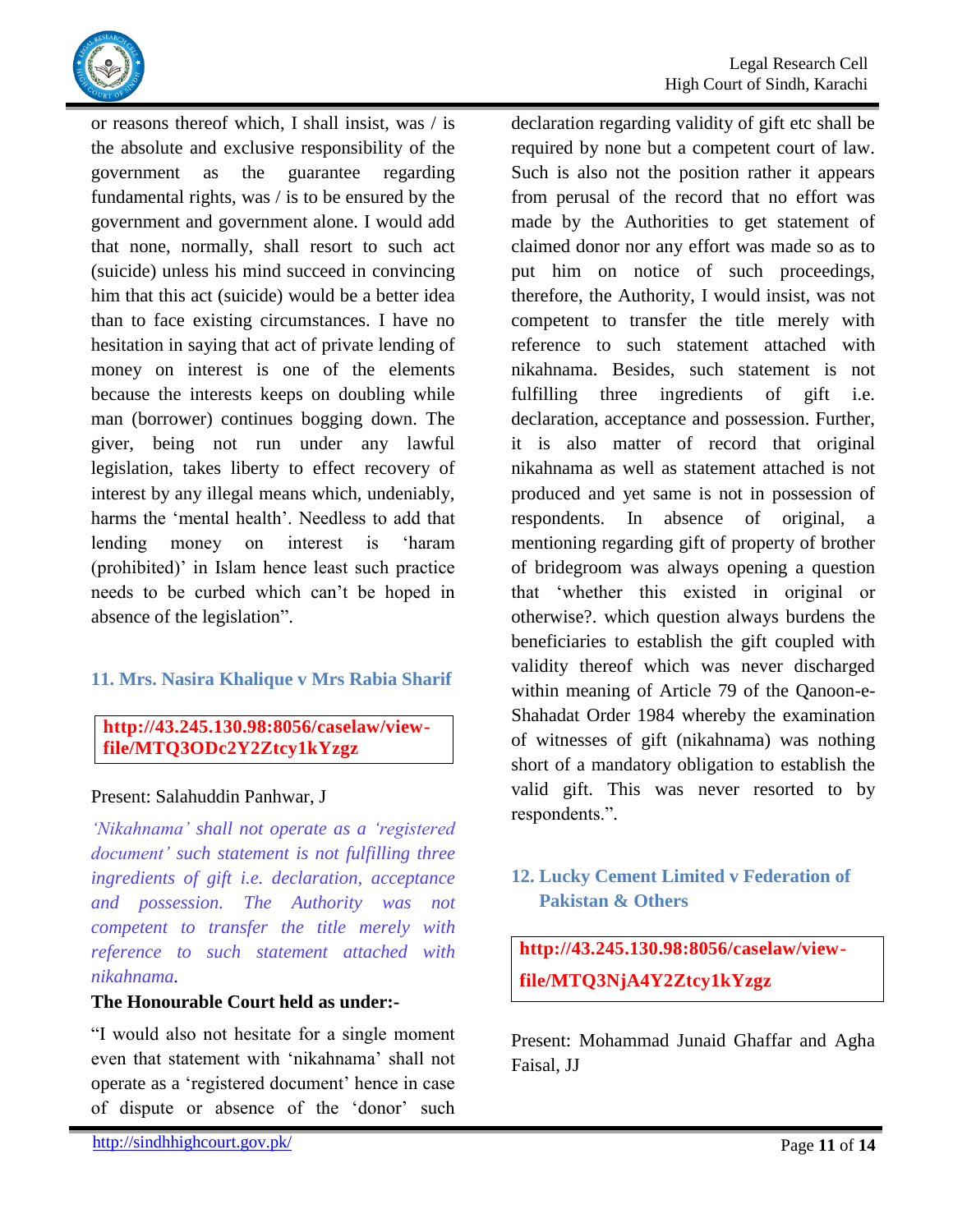or reasons thereof which, I shall insist, was / is the absolute and exclusive responsibility of the government as the guarantee regarding fundamental rights, was / is to be ensured by the government and government alone. I would add that none, normally, shall resort to such act (suicide) unless his mind succeed in convincing him that this act (suicide) would be a better idea than to face existing circumstances. I have no hesitation in saying that act of private lending of money on interest is one of the elements because the interests keeps on doubling while man (borrower) continues bogging down. The giver, being not run under any lawful legislation, takes liberty to effect recovery of interest by any illegal means which, undeniably, harms the 'mental health'. Needless to add that lending money on interest is 'haram (prohibited)' in Islam hence least such practice needs to be curbed which can't be hoped in absence of the legislation".

## 11. Mrs. Nasira Khalique v Mrs Rabia Sharif

**http://43.245.130.98:8056/caselaw/view-file/MTQ3ODc2Y2Ztcy1kYzgz**

Present: Salahuddin Panhwar, J

*'Nikahnama' shall not operate as a 'registered document' such statement is not fulfilling three ingredients of gift i.e. declaration, acceptance and possession. The Authority was not competent to transfer the title merely with reference to such statement attached with nikahnama.*

**The Honourable Court held as under:-**

"I would also not hesitate for a single moment even that statement with 'nikahnama' shall not operate as a 'registered document' hence in case of dispute or absence of the 'donor' such declaration regarding validity of gift etc shall be required by none but a competent court of law. Such is also not the position rather it appears from perusal of the record that no effort was made by the Authorities to get statement of claimed donor nor any effort was made so as to put him on notice of such proceedings, therefore, the Authority, I would insist, was not competent to transfer the title merely with reference to such statement attached with nikahnama. Besides, such statement is not fulfilling three ingredients of gift i.e. declaration, acceptance and possession. Further, it is also matter of record that original nikahnama as well as statement attached is not produced and yet same is not in possession of respondents. In absence of original, a mentioning regarding gift of property of brother of bridegroom was always opening a question that 'whether this existed in original or otherwise?. which question always burdens the beneficiaries to establish the gift coupled with validity thereof which was never discharged within meaning of Article 79 of the Qanoon-e-Shahadat Order 1984 whereby the examination of witnesses of gift (nikahnama) was nothing short of a mandatory obligation to establish the valid gift. This was never resorted to by respondents.".

## 12. Lucky Cement Limited v Federation of Pakistan & Others

**http://43.245.130.98:8056/caselaw/view-file/MTQ3NjA4Y2Ztcy1kYzgz**

Present: Mohammad Junaid Ghaffar and Agha Faisal, JJ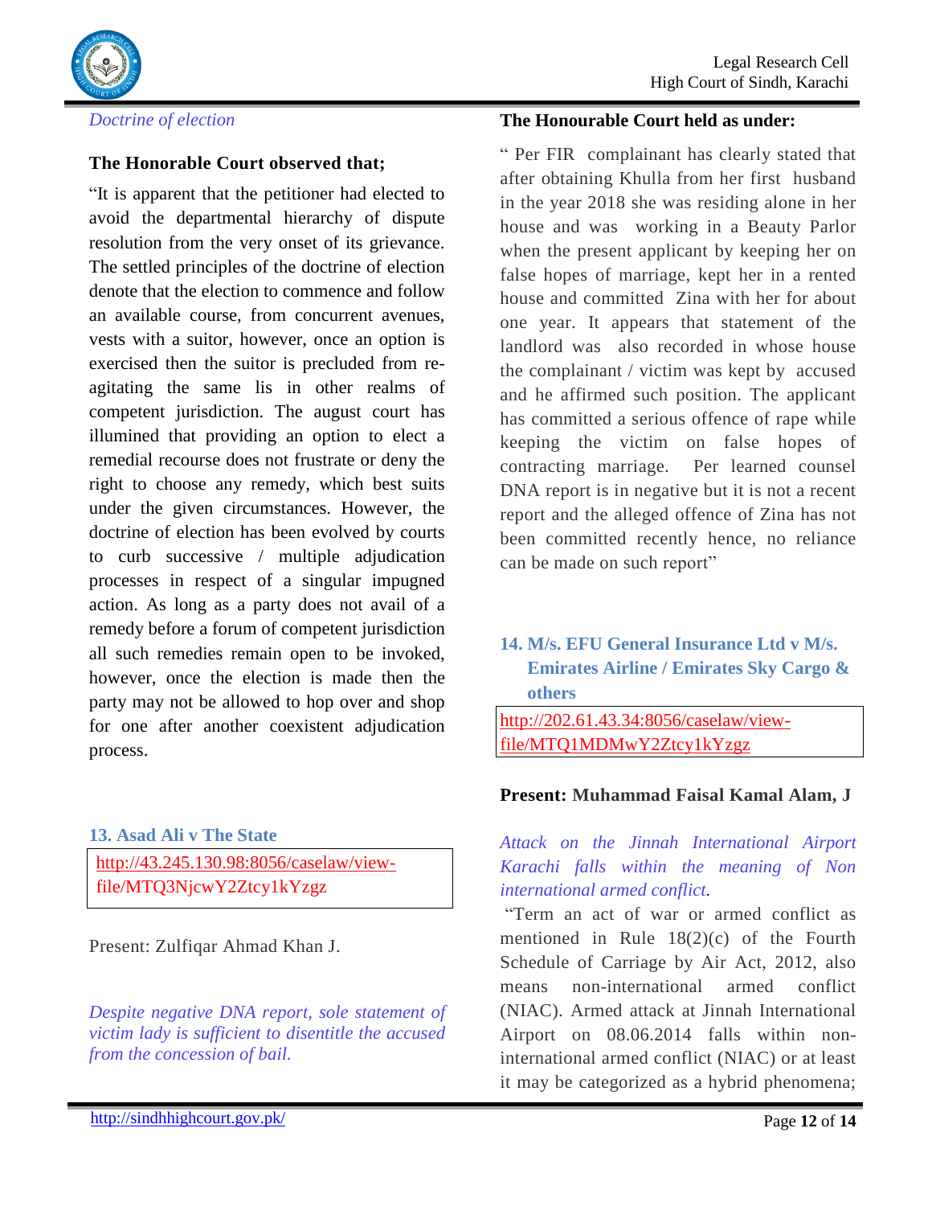*Doctrine of election*

**The Honorable Court observed that;**

"It is apparent that the petitioner had elected to avoid the departmental hierarchy of dispute resolution from the very onset of its grievance. The settled principles of the doctrine of election denote that the election to commence and follow an available course, from concurrent avenues, vests with a suitor, however, once an option is exercised then the suitor is precluded from re-agitating the same lis in other realms of competent jurisdiction. The august court has illumined that providing an option to elect a remedial recourse does not frustrate or deny the right to choose any remedy, which best suits under the given circumstances. However, the doctrine of election has been evolved by courts to curb successive / multiple adjudication processes in respect of a singular impugned action. As long as a party does not avail of a remedy before a forum of competent jurisdiction all such remedies remain open to be invoked, however, once the election is made then the party may not be allowed to hop over and shop for one after another coexistent adjudication process.

### 13. Asad Ali v The State

http://43.245.130.98:8056/caselaw/view-file/MTQ3NjcwY2Ztcy1kYzgz

Present: Zulfiqar Ahmad Khan J.

*Despite negative DNA report, sole statement of victim lady is sufficient to disentitle the accused from the concession of bail.*

**The Honourable Court held as under:**

" Per FIR complainant has clearly stated that after obtaining Khulla from her first husband in the year 2018 she was residing alone in her house and was working in a Beauty Parlor when the present applicant by keeping her on false hopes of marriage, kept her in a rented house and committed Zina with her for about one year. It appears that statement of the landlord was also recorded in whose house the complainant / victim was kept by accused and he affirmed such position. The applicant has committed a serious offence of rape while keeping the victim on false hopes of contracting marriage. Per learned counsel DNA report is in negative but it is not a recent report and the alleged offence of Zina has not been committed recently hence, no reliance can be made on such report"

### 14. M/s. EFU General Insurance Ltd v M/s. Emirates Airline / Emirates Sky Cargo & others

http://202.61.43.34:8056/caselaw/view-file/MTQ1MDMwY2Ztcy1kYzgz

**Present: Muhammad Faisal Kamal Alam, J**

*Attack on the Jinnah International Airport Karachi falls within the meaning of Non international armed conflict.*

"Term an act of war or armed conflict as mentioned in Rule 18(2)(c) of the Fourth Schedule of Carriage by Air Act, 2012, also means non-international armed conflict (NIAC). Armed attack at Jinnah International Airport on 08.06.2014 falls within non-international armed conflict (NIAC) or at least it may be categorized as a hybrid phenomena;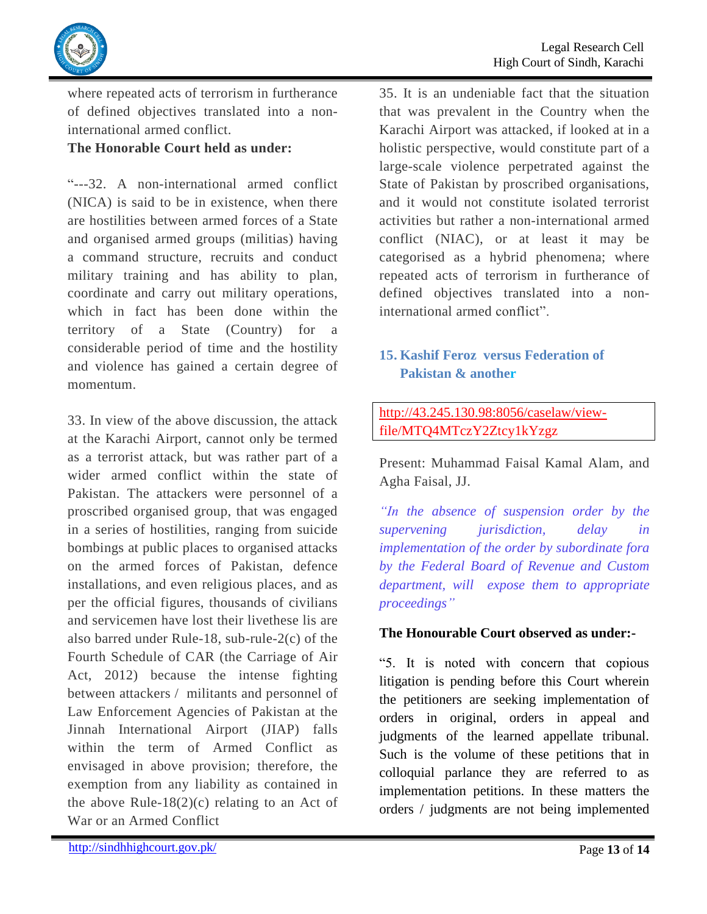where repeated acts of terrorism in furtherance of defined objectives translated into a non-international armed conflict.

**The Honorable Court held as under:**

"---32. A non-international armed conflict (NICA) is said to be in existence, when there are hostilities between armed forces of a State and organised armed groups (militias) having a command structure, recruits and conduct military training and has ability to plan, coordinate and carry out military operations, which in fact has been done within the territory of a State (Country) for a considerable period of time and the hostility and violence has gained a certain degree of momentum.

33. In view of the above discussion, the attack at the Karachi Airport, cannot only be termed as a terrorist attack, but was rather part of a wider armed conflict within the state of Pakistan. The attackers were personnel of a proscribed organised group, that was engaged in a series of hostilities, ranging from suicide bombings at public places to organised attacks on the armed forces of Pakistan, defence installations, and even religious places, and as per the official figures, thousands of civilians and servicemen have lost their livethese lis are also barred under Rule-18, sub-rule-2(c) of the Fourth Schedule of CAR (the Carriage of Air Act, 2012) because the intense fighting between attackers / militants and personnel of Law Enforcement Agencies of Pakistan at the Jinnah International Airport (JIAP) falls within the term of Armed Conflict as envisaged in above provision; therefore, the exemption from any liability as contained in the above Rule-18(2)(c) relating to an Act of War or an Armed Conflict

35. It is an undeniable fact that the situation that was prevalent in the Country when the Karachi Airport was attacked, if looked at in a holistic perspective, would constitute part of a large-scale violence perpetrated against the State of Pakistan by proscribed organisations, and it would not constitute isolated terrorist activities but rather a non-international armed conflict (NIAC), or at least it may be categorised as a hybrid phenomena; where repeated acts of terrorism in furtherance of defined objectives translated into a non-international armed conflict".

## 15. Kashif Feroz versus Federation of Pakistan & another

http://43.245.130.98:8056/caselaw/view-file/MTQ4MTczY2Ztcy1kYzgz

Present: Muhammad Faisal Kamal Alam, and Agha Faisal, JJ.

*"In the absence of suspension order by the supervening jurisdiction, delay in implementation of the order by subordinate fora by the Federal Board of Revenue and Custom department, will expose them to appropriate proceedings"*

**The Honourable Court observed as under:-**

"5. It is noted with concern that copious litigation is pending before this Court wherein the petitioners are seeking implementation of orders in original, orders in appeal and judgments of the learned appellate tribunal. Such is the volume of these petitions that in colloquial parlance they are referred to as implementation petitions. In these matters the orders / judgments are not being implemented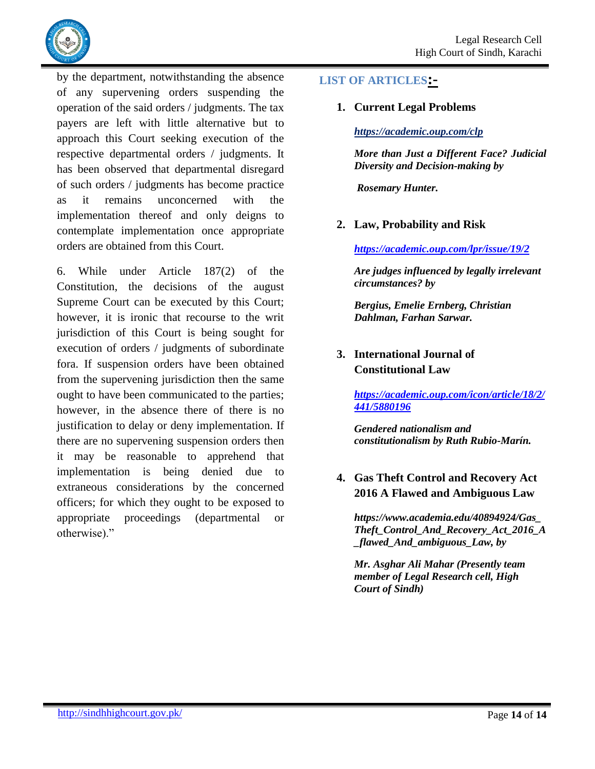by the department, notwithstanding the absence of any supervening orders suspending the operation of the said orders / judgments. The tax payers are left with little alternative but to approach this Court seeking execution of the respective departmental orders / judgments. It has been observed that departmental disregard of such orders / judgments has become practice as it remains unconcerned with the implementation thereof and only deigns to contemplate implementation once appropriate orders are obtained from this Court.

6. While under Article 187(2) of the Constitution, the decisions of the august Supreme Court can be executed by this Court; however, it is ironic that recourse to the writ jurisdiction of this Court is being sought for execution of orders / judgments of subordinate fora. If suspension orders have been obtained from the supervening jurisdiction then the same ought to have been communicated to the parties; however, in the absence there of there is no justification to delay or deny implementation. If there are no supervening suspension orders then it may be reasonable to apprehend that implementation is being denied due to extraneous considerations by the concerned officers; for which they ought to be exposed to appropriate proceedings (departmental or otherwise)."

## LIST OF ARTICLES:-

1. **Current Legal Problems**

   ***https://academic.oup.com/clp***

   ***More than Just a Different Face? Judicial Diversity and Decision-making by***

   ***Rosemary Hunter.***

2. **Law, Probability and Risk**

   ***https://academic.oup.com/lpr/issue/19/2***

   ***Are judges influenced by legally irrelevant circumstances? by***

   ***Bergius, Emelie Ernberg, Christian Dahlman, Farhan Sarwar.***

3. **International Journal of Constitutional Law**

   ***https://academic.oup.com/icon/article/18/2/441/5880196***

   ***Gendered nationalism and constitutionalism by Ruth Rubio-Marín.***

4. **Gas Theft Control and Recovery Act 2016 A Flawed and Ambiguous Law**

   ***https://www.academia.edu/40894924/Gas_Theft_Control_And_Recovery_Act_2016_A_flawed_And_ambiguous_Law, by***

   ***Mr. Asghar Ali Mahar (Presently team member of Legal Research cell, High Court of Sindh)***